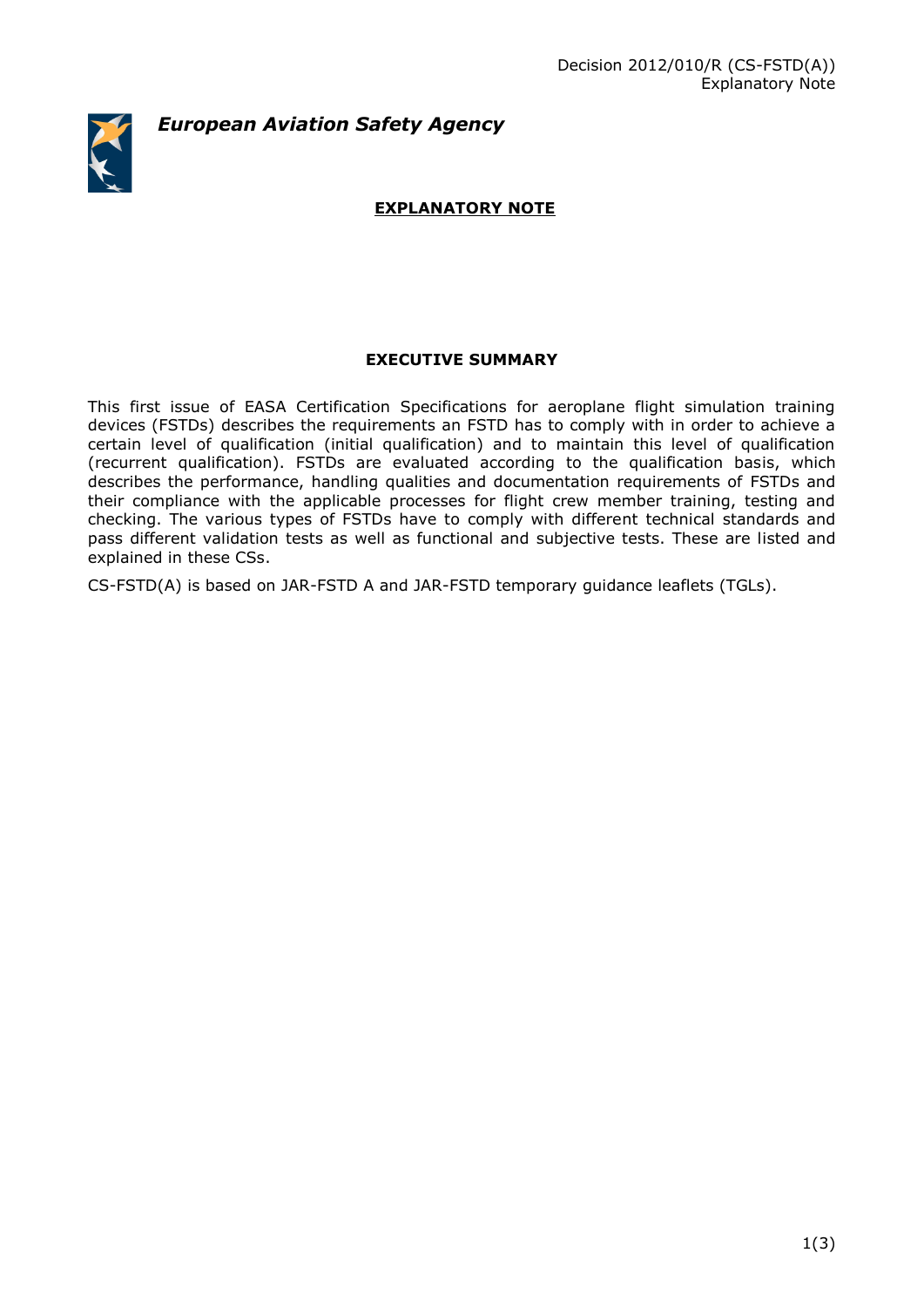Decision 2012/010/R (CS-FSTD(A))
Explanatory Note

*European Aviation Safety Agency*

# EXPLANATORY NOTE

## EXECUTIVE SUMMARY

This first issue of EASA Certification Specifications for aeroplane flight simulation training devices (FSTDs) describes the requirements an FSTD has to comply with in order to achieve a certain level of qualification (initial qualification) and to maintain this level of qualification (recurrent qualification). FSTDs are evaluated according to the qualification basis, which describes the performance, handling qualities and documentation requirements of FSTDs and their compliance with the applicable processes for flight crew member training, testing and checking. The various types of FSTDs have to comply with different technical standards and pass different validation tests as well as functional and subjective tests. These are listed and explained in these CSs.

CS-FSTD(A) is based on JAR-FSTD A and JAR-FSTD temporary guidance leaflets (TGLs).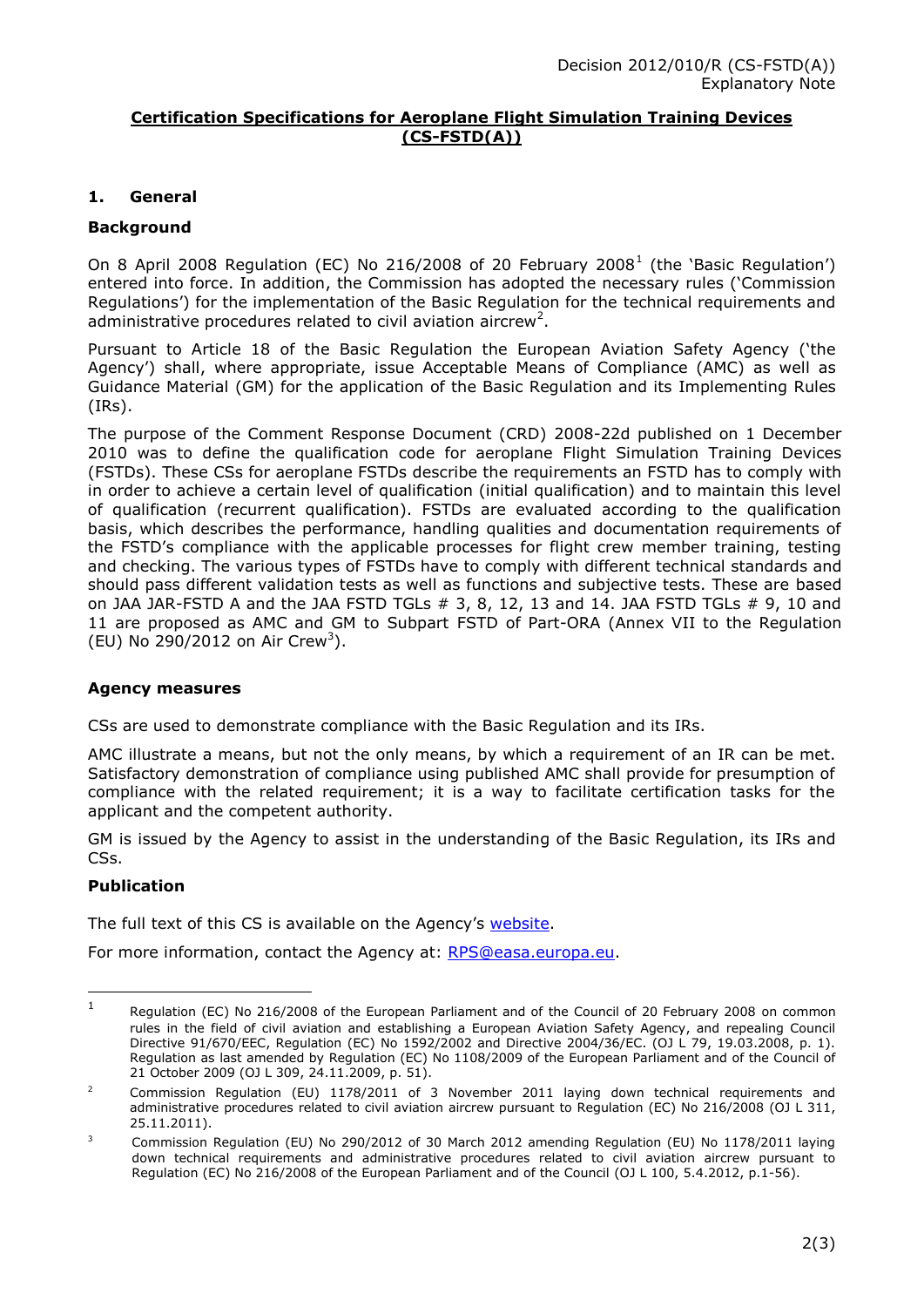## Certification Specifications for Aeroplane Flight Simulation Training Devices (CS-FSTD(A))

### 1. General

**Background**

On 8 April 2008 Regulation (EC) No 216/2008 of 20 February 2008[1] (the 'Basic Regulation') entered into force. In addition, the Commission has adopted the necessary rules ('Commission Regulations') for the implementation of the Basic Regulation for the technical requirements and administrative procedures related to civil aviation aircrew[2].

Pursuant to Article 18 of the Basic Regulation the European Aviation Safety Agency ('the Agency') shall, where appropriate, issue Acceptable Means of Compliance (AMC) as well as Guidance Material (GM) for the application of the Basic Regulation and its Implementing Rules (IRs).

The purpose of the Comment Response Document (CRD) 2008-22d published on 1 December 2010 was to define the qualification code for aeroplane Flight Simulation Training Devices (FSTDs). These CSs for aeroplane FSTDs describe the requirements an FSTD has to comply with in order to achieve a certain level of qualification (initial qualification) and to maintain this level of qualification (recurrent qualification). FSTDs are evaluated according to the qualification basis, which describes the performance, handling qualities and documentation requirements of the FSTD's compliance with the applicable processes for flight crew member training, testing and checking. The various types of FSTDs have to comply with different technical standards and should pass different validation tests as well as functions and subjective tests. These are based on JAA JAR-FSTD A and the JAA FSTD TGLs # 3, 8, 12, 13 and 14. JAA FSTD TGLs # 9, 10 and 11 are proposed as AMC and GM to Subpart FSTD of Part-ORA (Annex VII to the Regulation (EU) No 290/2012 on Air Crew[3]).

**Agency measures**

CSs are used to demonstrate compliance with the Basic Regulation and its IRs.

AMC illustrate a means, but not the only means, by which a requirement of an IR can be met. Satisfactory demonstration of compliance using published AMC shall provide for presumption of compliance with the related requirement; it is a way to facilitate certification tasks for the applicant and the competent authority.

GM is issued by the Agency to assist in the understanding of the Basic Regulation, its IRs and CSs.

**Publication**

The full text of this CS is available on the Agency's website.

For more information, contact the Agency at: RPS@easa.europa.eu.

---

[1] Regulation (EC) No 216/2008 of the European Parliament and of the Council of 20 February 2008 on common rules in the field of civil aviation and establishing a European Aviation Safety Agency, and repealing Council Directive 91/670/EEC, Regulation (EC) No 1592/2002 and Directive 2004/36/EC. (OJ L 79, 19.03.2008, p. 1). Regulation as last amended by Regulation (EC) No 1108/2009 of the European Parliament and of the Council of 21 October 2009 (OJ L 309, 24.11.2009, p. 51).

[2] Commission Regulation (EU) 1178/2011 of 3 November 2011 laying down technical requirements and administrative procedures related to civil aviation aircrew pursuant to Regulation (EC) No 216/2008 (OJ L 311, 25.11.2011).

[3] Commission Regulation (EU) No 290/2012 of 30 March 2012 amending Regulation (EU) No 1178/2011 laying down technical requirements and administrative procedures related to civil aviation aircrew pursuant to Regulation (EC) No 216/2008 of the European Parliament and of the Council (OJ L 100, 5.4.2012, p.1-56).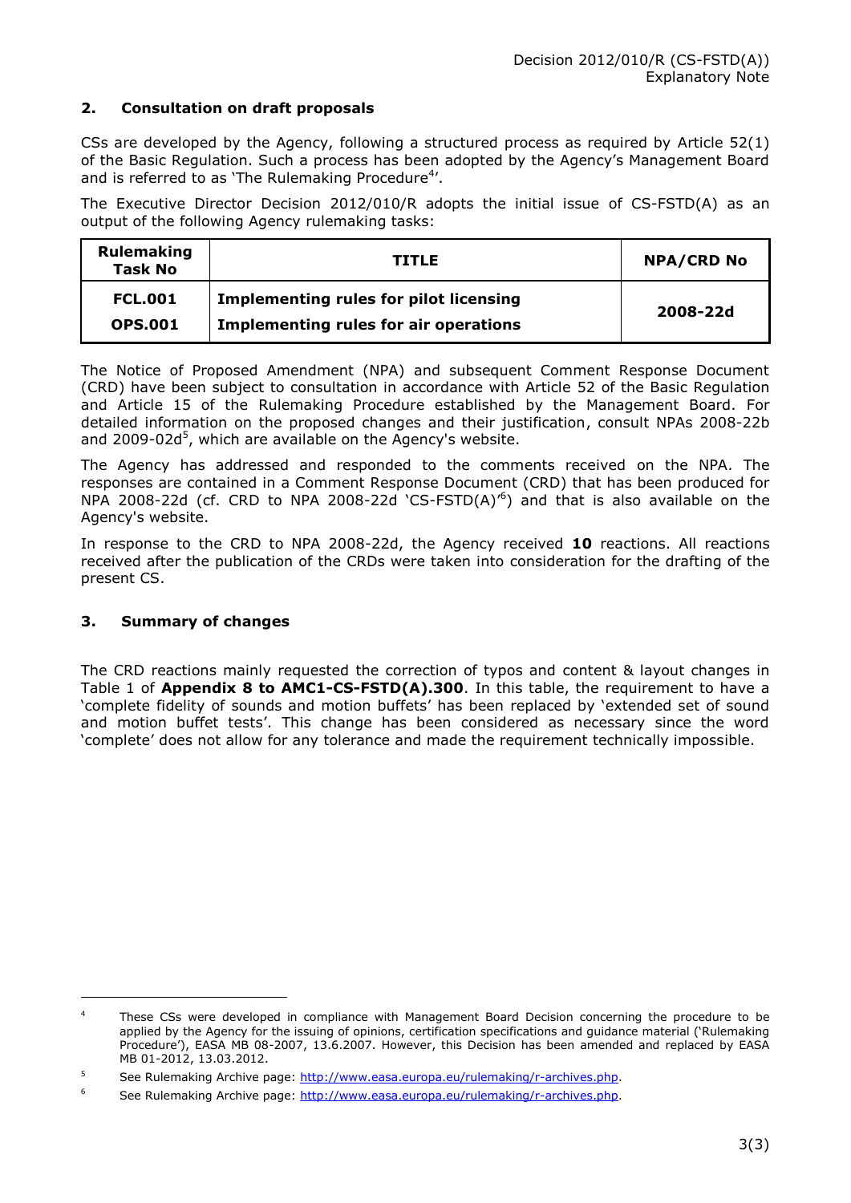## 2. Consultation on draft proposals

CSs are developed by the Agency, following a structured process as required by Article 52(1) of the Basic Regulation. Such a process has been adopted by the Agency's Management Board and is referred to as 'The Rulemaking Procedure[4]'.

The Executive Director Decision 2012/010/R adopts the initial issue of CS-FSTD(A) as an output of the following Agency rulemaking tasks:

| Rulemaking Task No | TITLE | NPA/CRD No |
|---|---|---|
| **FCL.001** | **Implementing rules for pilot licensing** | **2008-22d** |
| **OPS.001** | **Implementing rules for air operations** | |

The Notice of Proposed Amendment (NPA) and subsequent Comment Response Document (CRD) have been subject to consultation in accordance with Article 52 of the Basic Regulation and Article 15 of the Rulemaking Procedure established by the Management Board. For detailed information on the proposed changes and their justification, consult NPAs 2008-22b and 2009-02d[5], which are available on the Agency's website.

The Agency has addressed and responded to the comments received on the NPA. The responses are contained in a Comment Response Document (CRD) that has been produced for NPA 2008-22d (cf. CRD to NPA 2008-22d 'CS-FSTD(A)'[6]) and that is also available on the Agency's website.

In response to the CRD to NPA 2008-22d, the Agency received **10** reactions. All reactions received after the publication of the CRDs were taken into consideration for the drafting of the present CS.

## 3. Summary of changes

The CRD reactions mainly requested the correction of typos and content & layout changes in Table 1 of **Appendix 8 to AMC1-CS-FSTD(A).300**. In this table, the requirement to have a 'complete fidelity of sounds and motion buffets' has been replaced by 'extended set of sound and motion buffet tests'. This change has been considered as necessary since the word 'complete' does not allow for any tolerance and made the requirement technically impossible.

---

[4] These CSs were developed in compliance with Management Board Decision concerning the procedure to be applied by the Agency for the issuing of opinions, certification specifications and guidance material ('Rulemaking Procedure'), EASA MB 08-2007, 13.6.2007. However, this Decision has been amended and replaced by EASA MB 01-2012, 13.03.2012.

[5] See Rulemaking Archive page: http://www.easa.europa.eu/rulemaking/r-archives.php.

[6] See Rulemaking Archive page: http://www.easa.europa.eu/rulemaking/r-archives.php.